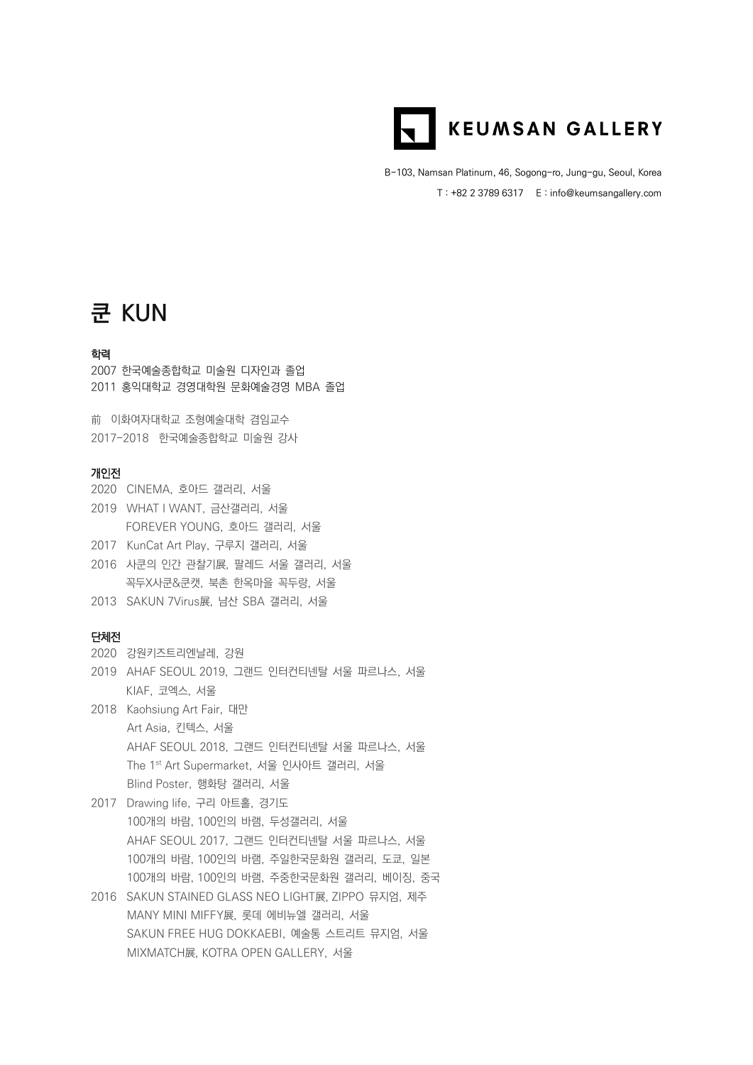KEUMSAN GALLERY

B-103, Namsan Platinum, 46, Sogong-ro, Jung-gu, Seoul, Korea

T : +82 2 3789 6317　E : info@keumsangallery.com

# 쿤 KUN

### 학력

2007 한국예술종합학교 미술원 디자인과 졸업
2011 홍익대학교 경영대학원 문화예술경영 MBA 졸업

前 이화여자대학교 조형예술대학 겸임교수
2017-2018 한국예술종합학교 미술원 강사

### 개인전

2020 CINEMA, 호아드 갤러리, 서울
2019 WHAT I WANT, 금산갤러리, 서울
FOREVER YOUNG, 호아드 갤러리, 서울
2017 KunCat Art Play, 구루지 갤러리, 서울
2016 사쿤의 인간 관찰기展, 팔레드 서울 갤러리, 서울
꼭두X사쿤&쿤캣, 북촌 한옥마을 꼭두랑, 서울
2013 SAKUN 7Virus展, 남산 SBA 갤러리, 서울

### 단체전

2020 강원키즈트리엔날레, 강원
2019 AHAF SEOUL 2019, 그랜드 인터컨티넨탈 서울 파르나스, 서울
KIAF, 코엑스, 서울
2018 Kaohsiung Art Fair, 대만
Art Asia, 킨텍스, 서울
AHAF SEOUL 2018, 그랜드 인터컨티넨탈 서울 파르나스, 서울
The 1st Art Supermarket, 서울 인사아트 갤러리, 서울
Blind Poster, 행화탕 갤러리, 서울
2017 Drawing life, 구리 아트홀, 경기도
100개의 바람, 100인의 바램, 두성갤러리, 서울
AHAF SEOUL 2017, 그랜드 인터컨티넨탈 서울 파르나스, 서울
100개의 바람, 100인의 바램, 주일한국문화원 갤러리, 도쿄, 일본
100개의 바람, 100인의 바램, 주중한국문화원 갤러리, 베이징, 중국
2016 SAKUN STAINED GLASS NEO LIGHT展, ZIPPO 뮤지엄, 제주
MANY MINI MIFFY展, 롯데 에비뉴엘 갤러리, 서울
SAKUN FREE HUG DOKKAEBI, 예술통 스트리트 뮤지엄, 서울
MIXMATCH展, KOTRA OPEN GALLERY, 서울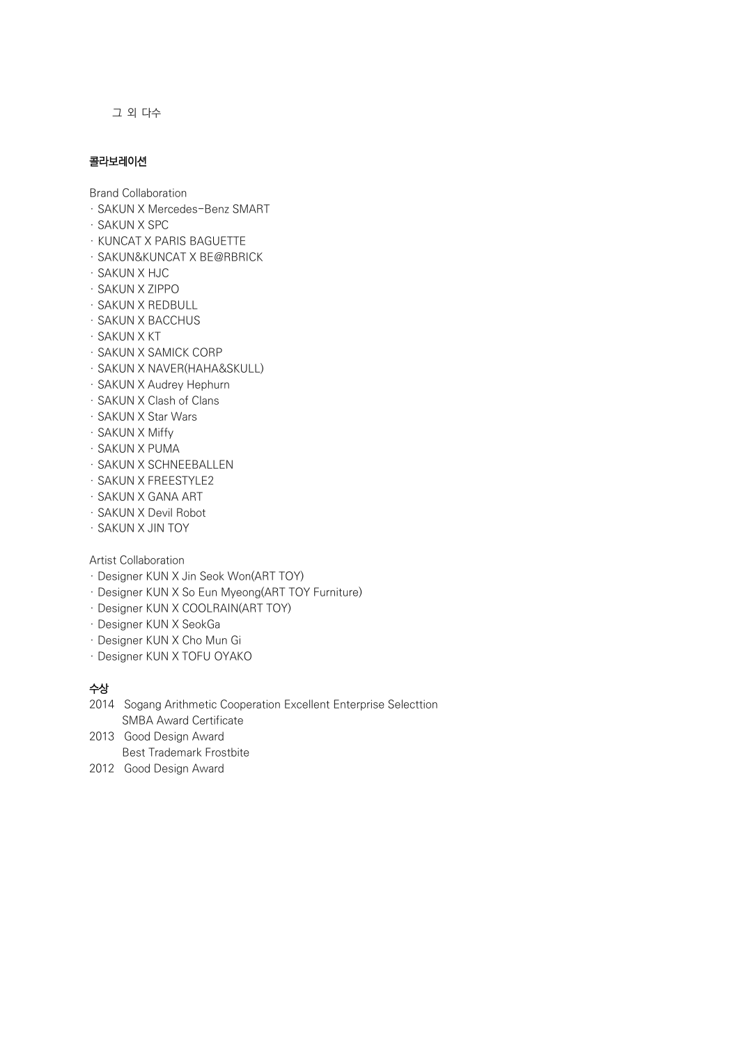그 외 다수

## 콜라보레이션

Brand Collaboration

- SAKUN X Mercedes-Benz SMART
- SAKUN X SPC
- KUNCAT X PARIS BAGUETTE
- SAKUN&KUNCAT X BE@RBRICK
- SAKUN X HJC
- SAKUN X ZIPPO
- SAKUN X REDBULL
- SAKUN X BACCHUS
- SAKUN X KT
- SAKUN X SAMICK CORP
- SAKUN X NAVER(HAHA&SKULL)
- SAKUN X Audrey Hephurn
- SAKUN X Clash of Clans
- SAKUN X Star Wars
- SAKUN X Miffy
- SAKUN X PUMA
- SAKUN X SCHNEEBALLEN
- SAKUN X FREESTYLE2
- SAKUN X GANA ART
- SAKUN X Devil Robot
- SAKUN X JIN TOY

Artist Collaboration

- Designer KUN X Jin Seok Won(ART TOY)
- Designer KUN X So Eun Myeong(ART TOY Furniture)
- Designer KUN X COOLRAIN(ART TOY)
- Designer KUN X SeokGa
- Designer KUN X Cho Mun Gi
- Designer KUN X TOFU OYAKO

## 수상

2014 Sogang Arithmetic Cooperation Excellent Enterprise Selecttion
SMBA Award Certificate

2013 Good Design Award
Best Trademark Frostbite

2012 Good Design Award